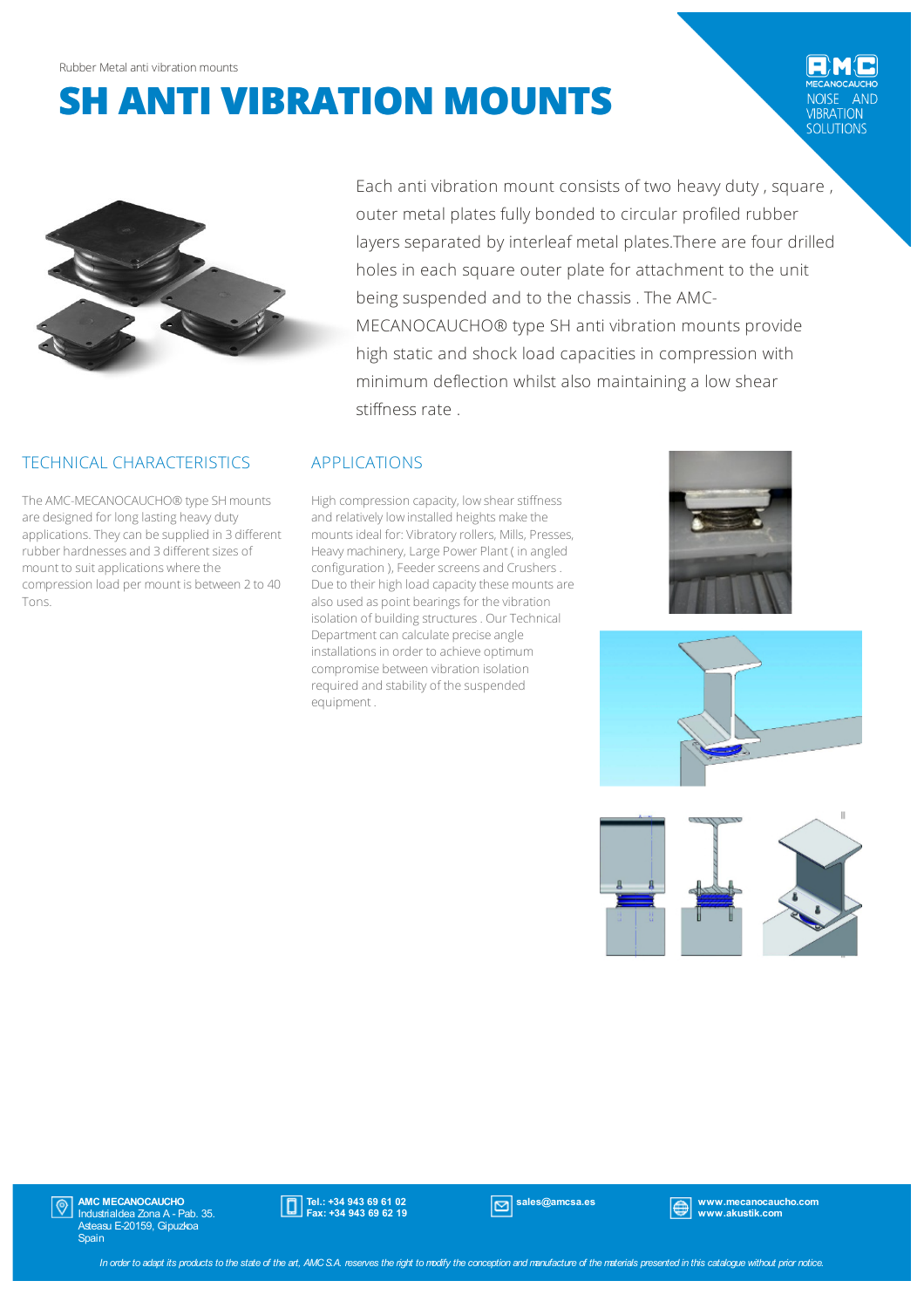Rubber Metal anti vibration mounts

# SH ANTI VIBRATION MOUNTS

Each anti vibration mount consists of two heavy duty , square , outer metal plates fully bonded to circular profiled rubber layers separated by interleaf metal plates.There are four drilled holes in each square outer plate for attachment to the unit being suspended and to the chassis . The AMC-MECANOCAUCHO® type SH anti vibration mounts provide high static and shock load capacities in compression with minimum deflection whilst also maintaining a low shear stiffness rate .

## TECHNICAL CHARACTERISTICS

The AMC-MECANOCAUCHO® type SH mounts are designed for long lasting heavy duty applications. They can be supplied in 3 different rubber hardnesses and 3 different sizes of mount to suit applications where the compression load per mount is between 2 to 40 Tons.

## APPLICATIONS

High compression capacity, low shear stiffness and relatively low installed heights make the mounts ideal for: Vibratory rollers, Mills, Presses, Heavy machinery, Large Power Plant ( in angled configuration ), Feeder screens and Crushers . Due to their high load capacity these mounts are also used as point bearings for the vibration isolation of building structures . Our Technical Department can calculate precise angle installations in order to achieve optimum compromise between vibration isolation required and stability of the suspended equipment .

AMC MECANOCAUCHO
Industrialdea Zona A - Pab. 35.
Asteasu E-20159, Gipuzkoa
Spain

Tel.: +34 943 69 61 02
Fax: +34 943 69 62 19

sales@amcsa.es

www.mecanocaucho.com
www.akustik.com

*In order to adapt its products to the state of the art, AMC S.A. reserves the right to modify the conception and manufacture of the materials presented in this catalogue without prior notice.*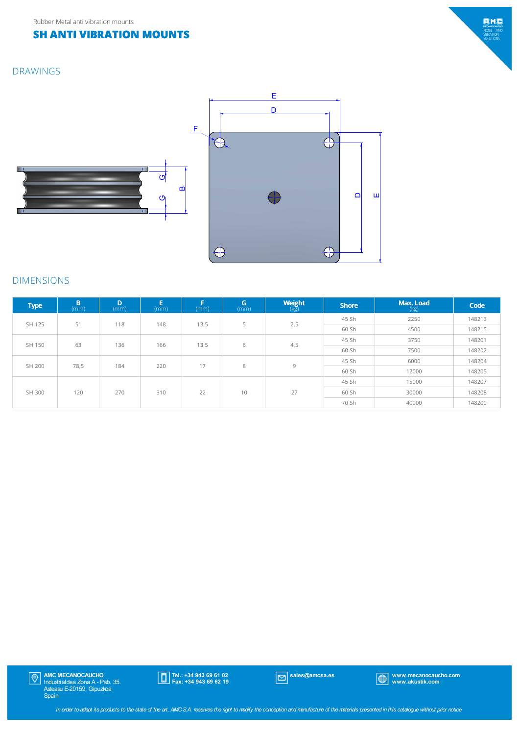Rubber Metal anti vibration mounts

# SH ANTI VIBRATION MOUNTS

## DRAWINGS

## DIMENSIONS

| Type | B (mm) | D (mm) | E (mm) | F (mm) | G (mm) | Weight (kg) | Shore | Max. Load (kg) | Code |
|---|---|---|---|---|---|---|---|---|---|
| SH 125 | 51 | 118 | 148 | 13,5 | 5 | 2,5 | 45 Sh | 2250 | 148213 |
| | | | | | | | 60 Sh | 4500 | 148215 |
| SH 150 | 63 | 136 | 166 | 13,5 | 6 | 4,5 | 45 Sh | 3750 | 148201 |
| | | | | | | | 60 Sh | 7500 | 148202 |
| SH 200 | 78,5 | 184 | 220 | 17 | 8 | 9 | 45 Sh | 6000 | 148204 |
| | | | | | | | 60 Sh | 12000 | 148205 |
| SH 300 | 120 | 270 | 310 | 22 | 10 | 27 | 45 Sh | 15000 | 148207 |
| | | | | | | | 60 Sh | 30000 | 148208 |
| | | | | | | | 70 Sh | 40000 | 148209 |

**AMC MECANOCAUCHO**
Industrialdea Zona A - Pab. 35.
Asteasu E-20159, Gipuzkoa
Spain

**Tel.: +34 943 69 61 02**
**Fax: +34 943 69 62 19**

**sales@amcsa.es**

**www.mecanocaucho.com**
**www.akustik.com**

*In order to adapt its products to the state of the art, AMC S.A. reserves the right to modify the conception and manufacture of the materials presented in this catalogue without prior notice.*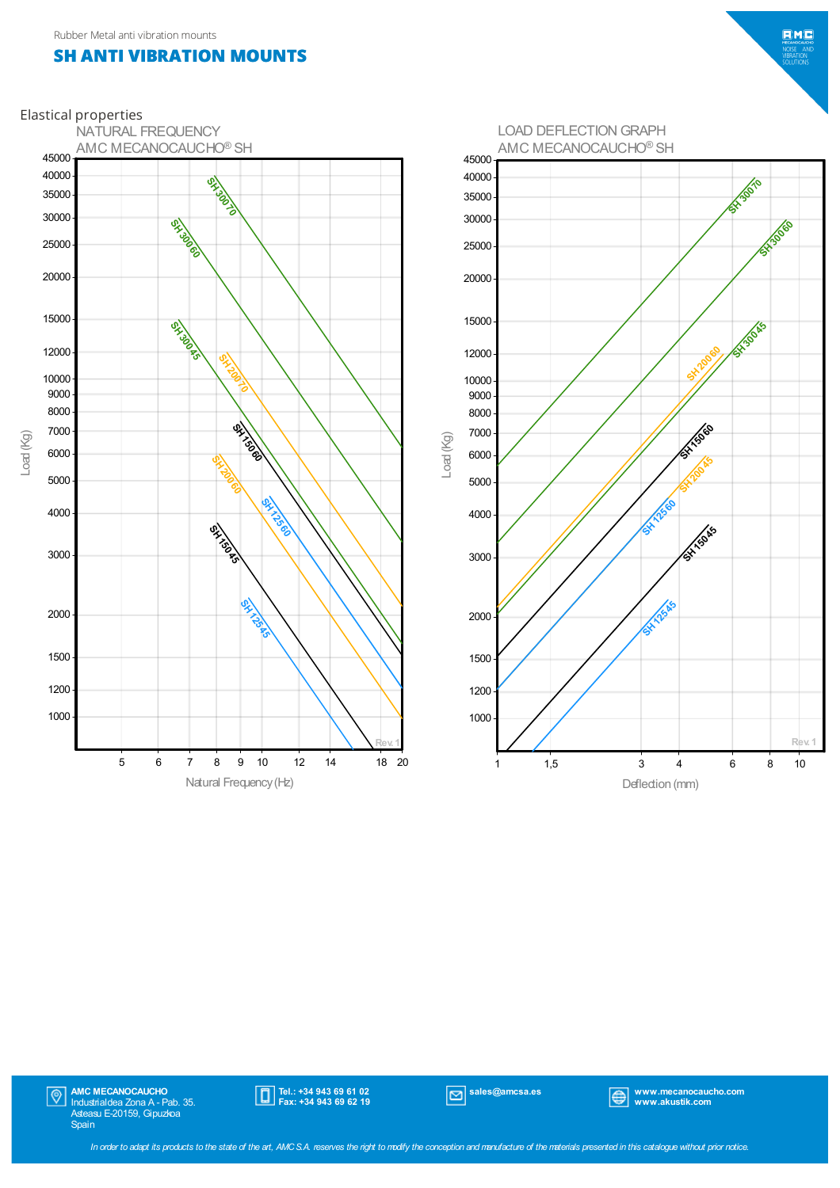Rubber Metal anti vibration mounts

# SH ANTI VIBRATION MOUNTS

## Elastical properties

NATURAL FREQUENCY
AMC MECANOCAUCHO® SH

45000
40000
35000
30000
25000
20000
15000
12000
10000
9000
8000
7000
6000
5000
4000
3000
2000
1500
1200
1000

Load (Kg)

SH 300 70
SH 300 60
SH 300 45
SH 200 70
SH 150 60
SH 200 60
SH 125 60
SH 150 45
SH 125 45

Rev. 1

5 6 7 8 9 10 12 14 18 20

Natural Frequency (Hz)

LOAD DEFLECTION GRAPH
AMC MECANOCAUCHO® SH

45000
40000
35000
30000
25000
20000
15000
12000
10000
9000
8000
7000
6000
5000
4000
3000
2000
1500
1200
1000

Load (Kg)

SH 300 70
SH 300 60
SH 300 45
SH 200 60
SH 150 60
SH 200 45
SH 125 60
SH 150 45
SH 125 45

Rev. 1

1 1,5 3 4 6 8 10

Deflection (mm)

**AMC MECANOCAUCHO**
Industrialdea Zona A - Pab. 35.
Asteasu E-20159, Gipuzkoa
Spain

**Tel.: +34 943 69 61 02**
**Fax: +34 943 69 62 19**

**sales@amcsa.es**

**www.mecanocaucho.com**
**www.akustik.com**

*In order to adapt its products to the state of the art, AMC S.A. reserves the right to modify the conception and manufacture of the materials presented in this catalogue without prior notice.*